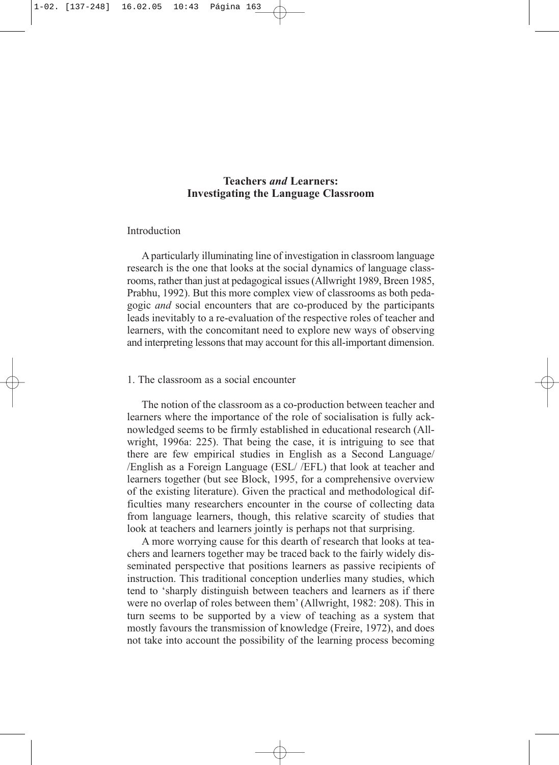# Teachers *and* Learners: Investigating the Language Classroom

## Introduction

A particularly illuminating line of investigation in classroom language research is the one that looks at the social dynamics of language classrooms, rather than just at pedagogical issues (Allwright 1989, Breen 1985, Prabhu, 1992). But this more complex view of classrooms as both pedagogic *and* social encounters that are co-produced by the participants leads inevitably to a re-evaluation of the respective roles of teacher and learners, with the concomitant need to explore new ways of observing and interpreting lessons that may account for this all-important dimension.

## 1. The classroom as a social encounter

The notion of the classroom as a co-production between teacher and learners where the importance of the role of socialisation is fully acknowledged seems to be firmly established in educational research (Allwright, 1996a: 225). That being the case, it is intriguing to see that there are few empirical studies in English as a Second Language/ /English as a Foreign Language (ESL/ /EFL) that look at teacher and learners together (but see Block, 1995, for a comprehensive overview of the existing literature). Given the practical and methodological difficulties many researchers encounter in the course of collecting data from language learners, though, this relative scarcity of studies that look at teachers and learners jointly is perhaps not that surprising.

A more worrying cause for this dearth of research that looks at teachers and learners together may be traced back to the fairly widely disseminated perspective that positions learners as passive recipients of instruction. This traditional conception underlies many studies, which tend to 'sharply distinguish between teachers and learners as if there were no overlap of roles between them' (Allwright, 1982: 208). This in turn seems to be supported by a view of teaching as a system that mostly favours the transmission of knowledge (Freire, 1972), and does not take into account the possibility of the learning process becoming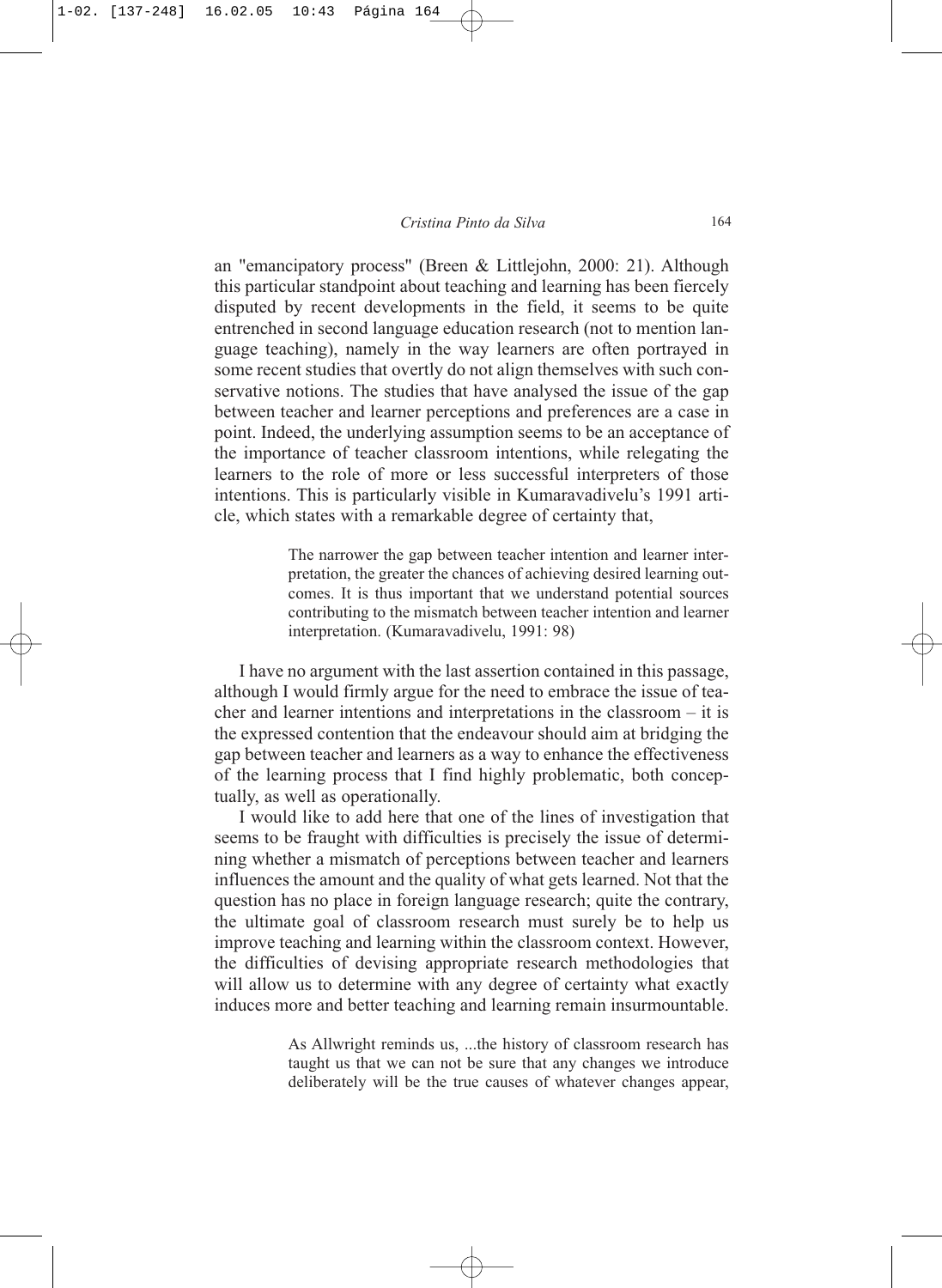an "emancipatory process" (Breen & Littlejohn, 2000: 21). Although this particular standpoint about teaching and learning has been fiercely disputed by recent developments in the field, it seems to be quite entrenched in second language education research (not to mention language teaching), namely in the way learners are often portrayed in some recent studies that overtly do not align themselves with such conservative notions. The studies that have analysed the issue of the gap between teacher and learner perceptions and preferences are a case in point. Indeed, the underlying assumption seems to be an acceptance of the importance of teacher classroom intentions, while relegating the learners to the role of more or less successful interpreters of those intentions. This is particularly visible in Kumaravadivelu's 1991 article, which states with a remarkable degree of certainty that,

> The narrower the gap between teacher intention and learner interpretation, the greater the chances of achieving desired learning outcomes. It is thus important that we understand potential sources contributing to the mismatch between teacher intention and learner interpretation. (Kumaravadivelu, 1991: 98)

I have no argument with the last assertion contained in this passage, although I would firmly argue for the need to embrace the issue of teacher and learner intentions and interpretations in the classroom – it is the expressed contention that the endeavour should aim at bridging the gap between teacher and learners as a way to enhance the effectiveness of the learning process that I find highly problematic, both conceptually, as well as operationally.

I would like to add here that one of the lines of investigation that seems to be fraught with difficulties is precisely the issue of determining whether a mismatch of perceptions between teacher and learners influences the amount and the quality of what gets learned. Not that the question has no place in foreign language research; quite the contrary, the ultimate goal of classroom research must surely be to help us improve teaching and learning within the classroom context. However, the difficulties of devising appropriate research methodologies that will allow us to determine with any degree of certainty what exactly induces more and better teaching and learning remain insurmountable.

> As Allwright reminds us, ...the history of classroom research has taught us that we can not be sure that any changes we introduce deliberately will be the true causes of whatever changes appear,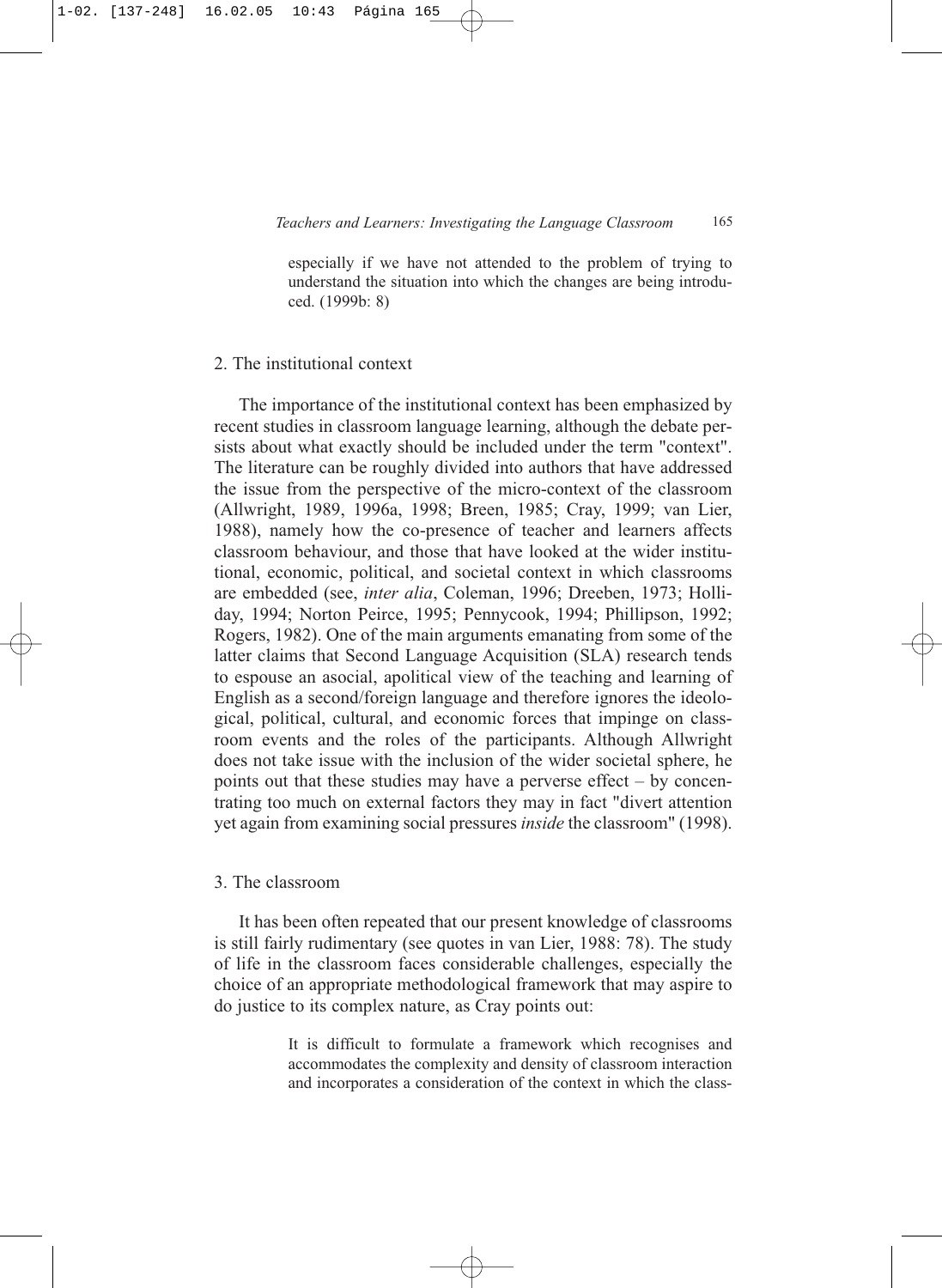> especially if we have not attended to the problem of trying to understand the situation into which the changes are being introduced. (1999b: 8)

## 2. The institutional context

The importance of the institutional context has been emphasized by recent studies in classroom language learning, although the debate persists about what exactly should be included under the term "context". The literature can be roughly divided into authors that have addressed the issue from the perspective of the micro-context of the classroom (Allwright, 1989, 1996a, 1998; Breen, 1985; Cray, 1999; van Lier, 1988), namely how the co-presence of teacher and learners affects classroom behaviour, and those that have looked at the wider institutional, economic, political, and societal context in which classrooms are embedded (see, *inter alia*, Coleman, 1996; Dreeben, 1973; Holliday, 1994; Norton Peirce, 1995; Pennycook, 1994; Phillipson, 1992; Rogers, 1982). One of the main arguments emanating from some of the latter claims that Second Language Acquisition (SLA) research tends to espouse an asocial, apolitical view of the teaching and learning of English as a second/foreign language and therefore ignores the ideological, political, cultural, and economic forces that impinge on classroom events and the roles of the participants. Although Allwright does not take issue with the inclusion of the wider societal sphere, he points out that these studies may have a perverse effect – by concentrating too much on external factors they may in fact "divert attention yet again from examining social pressures *inside* the classroom" (1998).

## 3. The classroom

It has been often repeated that our present knowledge of classrooms is still fairly rudimentary (see quotes in van Lier, 1988: 78). The study of life in the classroom faces considerable challenges, especially the choice of an appropriate methodological framework that may aspire to do justice to its complex nature, as Cray points out:

> It is difficult to formulate a framework which recognises and accommodates the complexity and density of classroom interaction and incorporates a consideration of the context in which the class-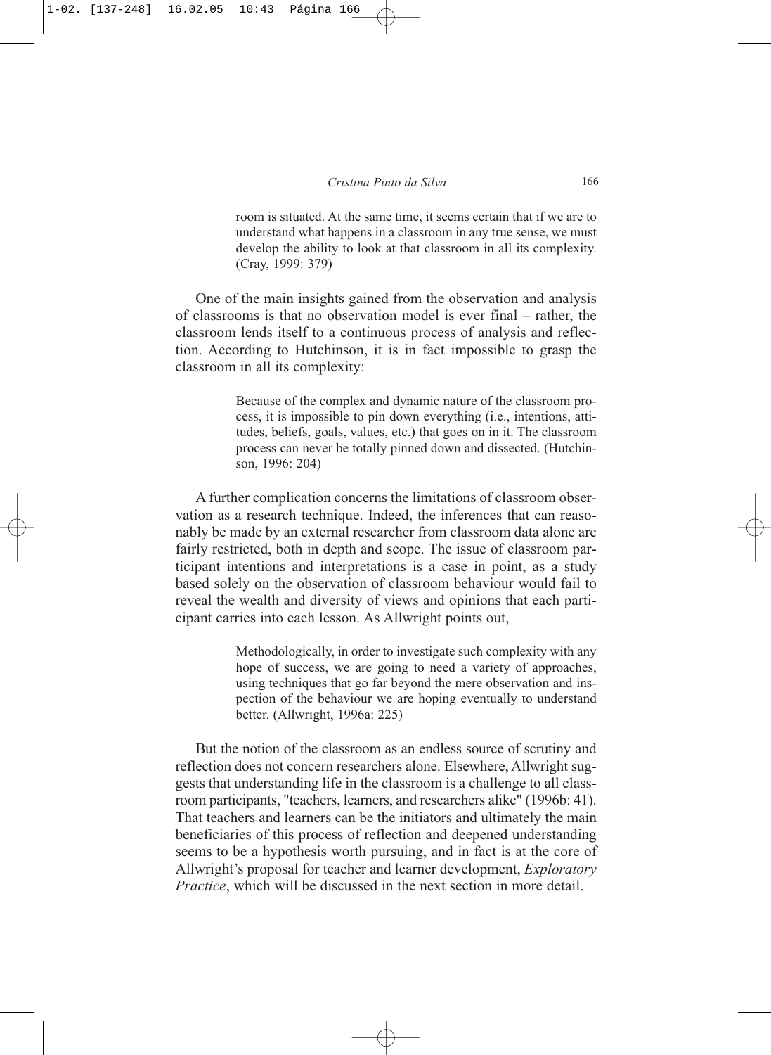> room is situated. At the same time, it seems certain that if we are to understand what happens in a classroom in any true sense, we must develop the ability to look at that classroom in all its complexity. (Cray, 1999: 379)

One of the main insights gained from the observation and analysis of classrooms is that no observation model is ever final – rather, the classroom lends itself to a continuous process of analysis and reflection. According to Hutchinson, it is in fact impossible to grasp the classroom in all its complexity:

> Because of the complex and dynamic nature of the classroom process, it is impossible to pin down everything (i.e., intentions, attitudes, beliefs, goals, values, etc.) that goes on in it. The classroom process can never be totally pinned down and dissected. (Hutchinson, 1996: 204)

A further complication concerns the limitations of classroom observation as a research technique. Indeed, the inferences that can reasonably be made by an external researcher from classroom data alone are fairly restricted, both in depth and scope. The issue of classroom participant intentions and interpretations is a case in point, as a study based solely on the observation of classroom behaviour would fail to reveal the wealth and diversity of views and opinions that each participant carries into each lesson. As Allwright points out,

> Methodologically, in order to investigate such complexity with any hope of success, we are going to need a variety of approaches, using techniques that go far beyond the mere observation and inspection of the behaviour we are hoping eventually to understand better. (Allwright, 1996a: 225)

But the notion of the classroom as an endless source of scrutiny and reflection does not concern researchers alone. Elsewhere, Allwright suggests that understanding life in the classroom is a challenge to all classroom participants, "teachers, learners, and researchers alike" (1996b: 41). That teachers and learners can be the initiators and ultimately the main beneficiaries of this process of reflection and deepened understanding seems to be a hypothesis worth pursuing, and in fact is at the core of Allwright's proposal for teacher and learner development, *Exploratory Practice*, which will be discussed in the next section in more detail.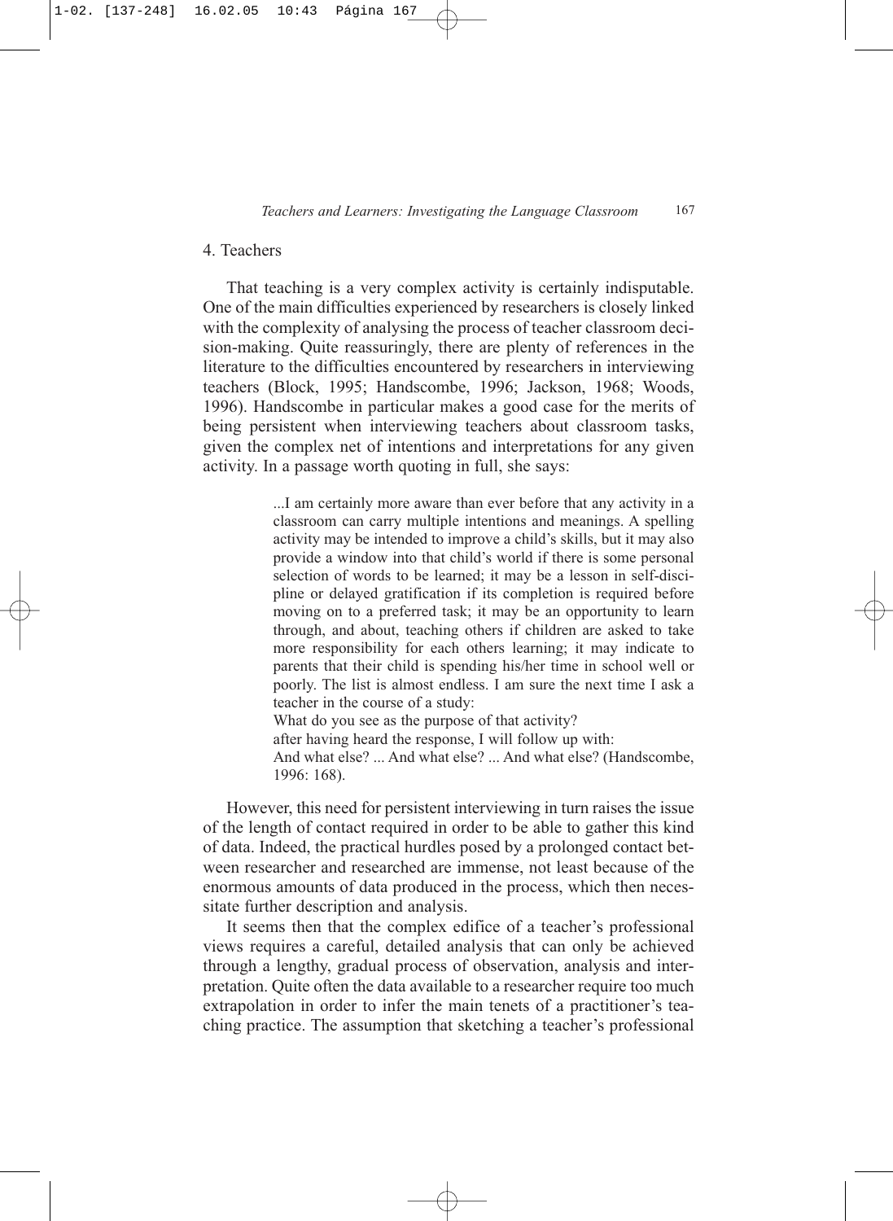## 4. Teachers

That teaching is a very complex activity is certainly indisputable. One of the main difficulties experienced by researchers is closely linked with the complexity of analysing the process of teacher classroom decision-making. Quite reassuringly, there are plenty of references in the literature to the difficulties encountered by researchers in interviewing teachers (Block, 1995; Handscombe, 1996; Jackson, 1968; Woods, 1996). Handscombe in particular makes a good case for the merits of being persistent when interviewing teachers about classroom tasks, given the complex net of intentions and interpretations for any given activity. In a passage worth quoting in full, she says:

> ...I am certainly more aware than ever before that any activity in a classroom can carry multiple intentions and meanings. A spelling activity may be intended to improve a child's skills, but it may also provide a window into that child's world if there is some personal selection of words to be learned; it may be a lesson in self-discipline or delayed gratification if its completion is required before moving on to a preferred task; it may be an opportunity to learn through, and about, teaching others if children are asked to take more responsibility for each others learning; it may indicate to parents that their child is spending his/her time in school well or poorly. The list is almost endless. I am sure the next time I ask a teacher in the course of a study:
>
> What do you see as the purpose of that activity?
>
> after having heard the response, I will follow up with:
>
> And what else? ... And what else? ... And what else? (Handscombe, 1996: 168).

However, this need for persistent interviewing in turn raises the issue of the length of contact required in order to be able to gather this kind of data. Indeed, the practical hurdles posed by a prolonged contact between researcher and researched are immense, not least because of the enormous amounts of data produced in the process, which then necessitate further description and analysis.

It seems then that the complex edifice of a teacher's professional views requires a careful, detailed analysis that can only be achieved through a lengthy, gradual process of observation, analysis and interpretation. Quite often the data available to a researcher require too much extrapolation in order to infer the main tenets of a practitioner's teaching practice. The assumption that sketching a teacher's professional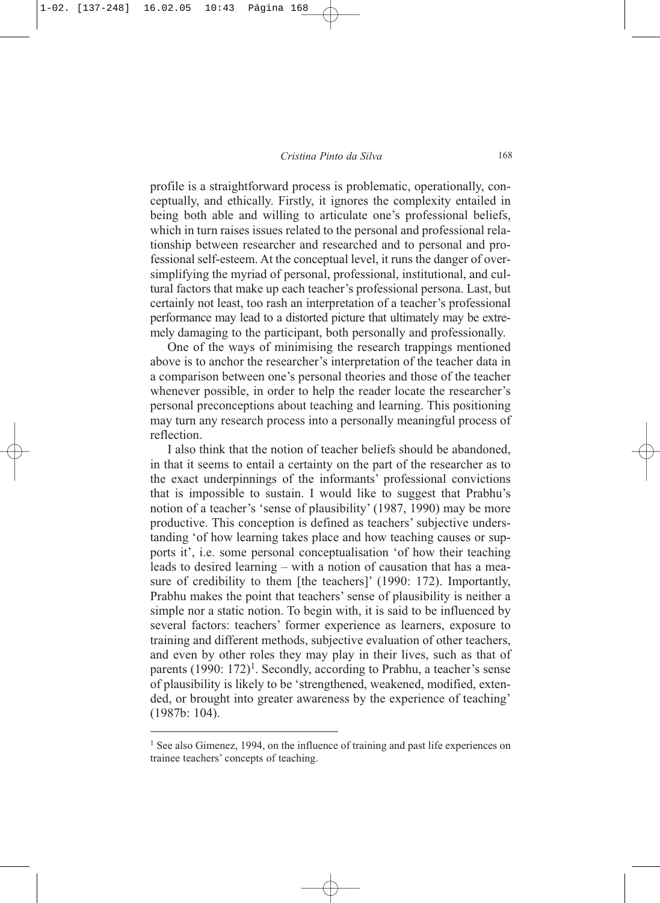profile is a straightforward process is problematic, operationally, conceptually, and ethically. Firstly, it ignores the complexity entailed in being both able and willing to articulate one's professional beliefs, which in turn raises issues related to the personal and professional relationship between researcher and researched and to personal and professional self-esteem. At the conceptual level, it runs the danger of oversimplifying the myriad of personal, professional, institutional, and cultural factors that make up each teacher's professional persona. Last, but certainly not least, too rash an interpretation of a teacher's professional performance may lead to a distorted picture that ultimately may be extremely damaging to the participant, both personally and professionally.

One of the ways of minimising the research trappings mentioned above is to anchor the researcher's interpretation of the teacher data in a comparison between one's personal theories and those of the teacher whenever possible, in order to help the reader locate the researcher's personal preconceptions about teaching and learning. This positioning may turn any research process into a personally meaningful process of reflection.

I also think that the notion of teacher beliefs should be abandoned, in that it seems to entail a certainty on the part of the researcher as to the exact underpinnings of the informants' professional convictions that is impossible to sustain. I would like to suggest that Prabhu's notion of a teacher's 'sense of plausibility' (1987, 1990) may be more productive. This conception is defined as teachers' subjective understanding 'of how learning takes place and how teaching causes or supports it', i.e. some personal conceptualisation 'of how their teaching leads to desired learning – with a notion of causation that has a measure of credibility to them [the teachers]' (1990: 172). Importantly, Prabhu makes the point that teachers' sense of plausibility is neither a simple nor a static notion. To begin with, it is said to be influenced by several factors: teachers' former experience as learners, exposure to training and different methods, subjective evaluation of other teachers, and even by other roles they may play in their lives, such as that of parents (1990: 172)[1]. Secondly, according to Prabhu, a teacher's sense of plausibility is likely to be 'strengthened, weakened, modified, extended, or brought into greater awareness by the experience of teaching' (1987b: 104).

[1] See also Gimenez, 1994, on the influence of training and past life experiences on trainee teachers' concepts of teaching.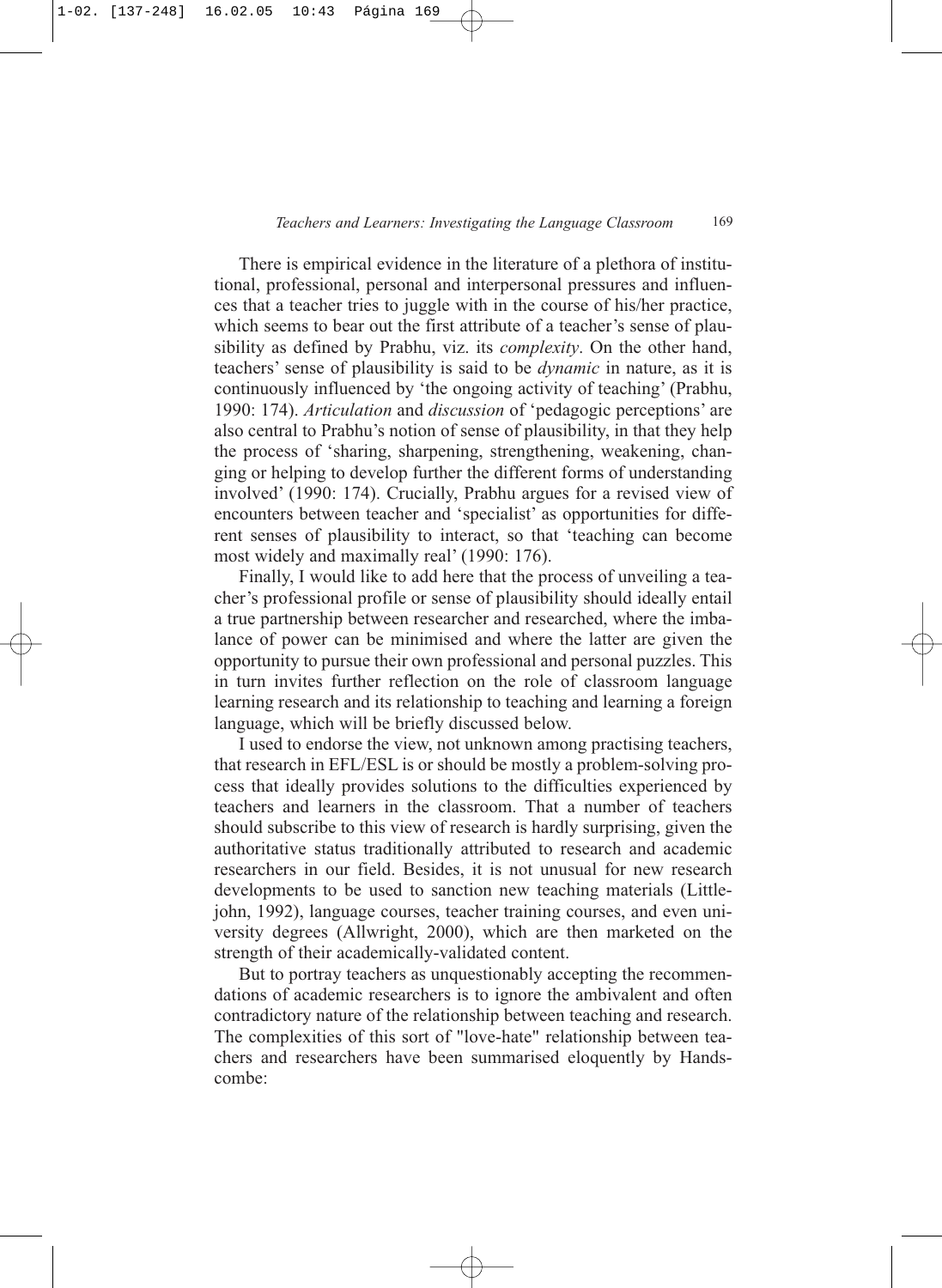There is empirical evidence in the literature of a plethora of institutional, professional, personal and interpersonal pressures and influences that a teacher tries to juggle with in the course of his/her practice, which seems to bear out the first attribute of a teacher's sense of plausibility as defined by Prabhu, viz. its *complexity*. On the other hand, teachers' sense of plausibility is said to be *dynamic* in nature, as it is continuously influenced by 'the ongoing activity of teaching' (Prabhu, 1990: 174). *Articulation* and *discussion* of 'pedagogic perceptions' are also central to Prabhu's notion of sense of plausibility, in that they help the process of 'sharing, sharpening, strengthening, weakening, changing or helping to develop further the different forms of understanding involved' (1990: 174). Crucially, Prabhu argues for a revised view of encounters between teacher and 'specialist' as opportunities for different senses of plausibility to interact, so that 'teaching can become most widely and maximally real' (1990: 176).

Finally, I would like to add here that the process of unveiling a teacher's professional profile or sense of plausibility should ideally entail a true partnership between researcher and researched, where the imbalance of power can be minimised and where the latter are given the opportunity to pursue their own professional and personal puzzles. This in turn invites further reflection on the role of classroom language learning research and its relationship to teaching and learning a foreign language, which will be briefly discussed below.

I used to endorse the view, not unknown among practising teachers, that research in EFL/ESL is or should be mostly a problem-solving process that ideally provides solutions to the difficulties experienced by teachers and learners in the classroom. That a number of teachers should subscribe to this view of research is hardly surprising, given the authoritative status traditionally attributed to research and academic researchers in our field. Besides, it is not unusual for new research developments to be used to sanction new teaching materials (Littlejohn, 1992), language courses, teacher training courses, and even university degrees (Allwright, 2000), which are then marketed on the strength of their academically-validated content.

But to portray teachers as unquestionably accepting the recommendations of academic researchers is to ignore the ambivalent and often contradictory nature of the relationship between teaching and research. The complexities of this sort of "love-hate" relationship between teachers and researchers have been summarised eloquently by Handscombe: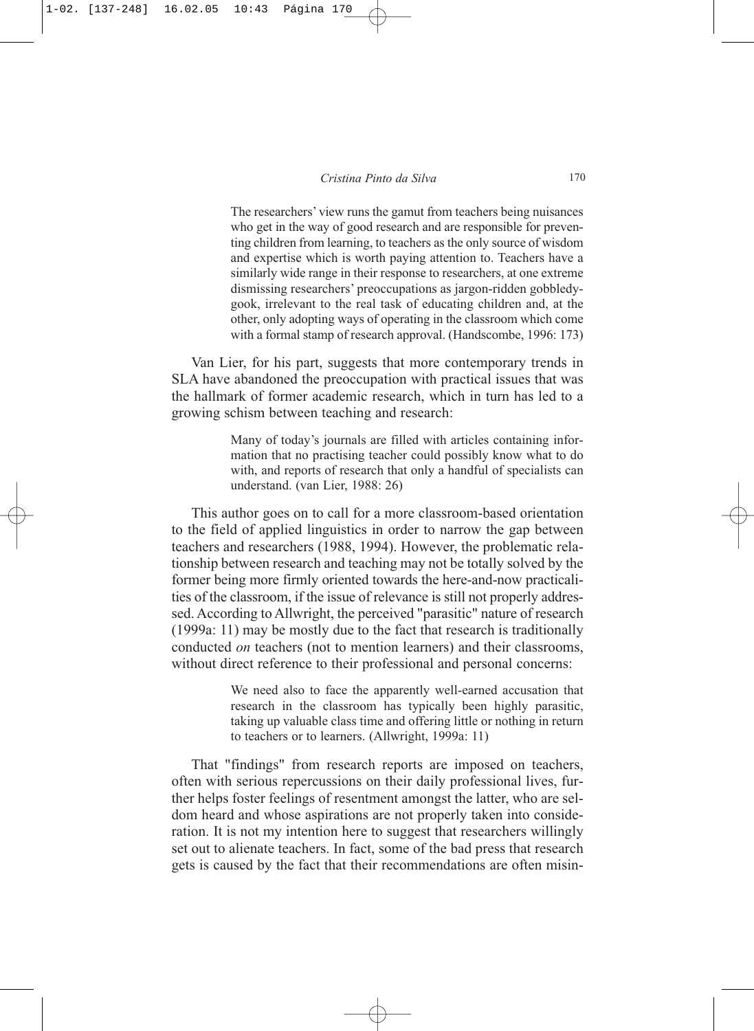> The researchers' view runs the gamut from teachers being nuisances who get in the way of good research and are responsible for preventing children from learning, to teachers as the only source of wisdom and expertise which is worth paying attention to. Teachers have a similarly wide range in their response to researchers, at one extreme dismissing researchers' preoccupations as jargon-ridden gobbledygook, irrelevant to the real task of educating children and, at the other, only adopting ways of operating in the classroom which come with a formal stamp of research approval. (Handscombe, 1996: 173)

Van Lier, for his part, suggests that more contemporary trends in SLA have abandoned the preoccupation with practical issues that was the hallmark of former academic research, which in turn has led to a growing schism between teaching and research:

> Many of today's journals are filled with articles containing information that no practising teacher could possibly know what to do with, and reports of research that only a handful of specialists can understand. (van Lier, 1988: 26)

This author goes on to call for a more classroom-based orientation to the field of applied linguistics in order to narrow the gap between teachers and researchers (1988, 1994). However, the problematic relationship between research and teaching may not be totally solved by the former being more firmly oriented towards the here-and-now practicalities of the classroom, if the issue of relevance is still not properly addressed. According to Allwright, the perceived "parasitic" nature of research (1999a: 11) may be mostly due to the fact that research is traditionally conducted *on* teachers (not to mention learners) and their classrooms, without direct reference to their professional and personal concerns:

> We need also to face the apparently well-earned accusation that research in the classroom has typically been highly parasitic, taking up valuable class time and offering little or nothing in return to teachers or to learners. (Allwright, 1999a: 11)

That "findings" from research reports are imposed on teachers, often with serious repercussions on their daily professional lives, further helps foster feelings of resentment amongst the latter, who are seldom heard and whose aspirations are not properly taken into consideration. It is not my intention here to suggest that researchers willingly set out to alienate teachers. In fact, some of the bad press that research gets is caused by the fact that their recommendations are often misin-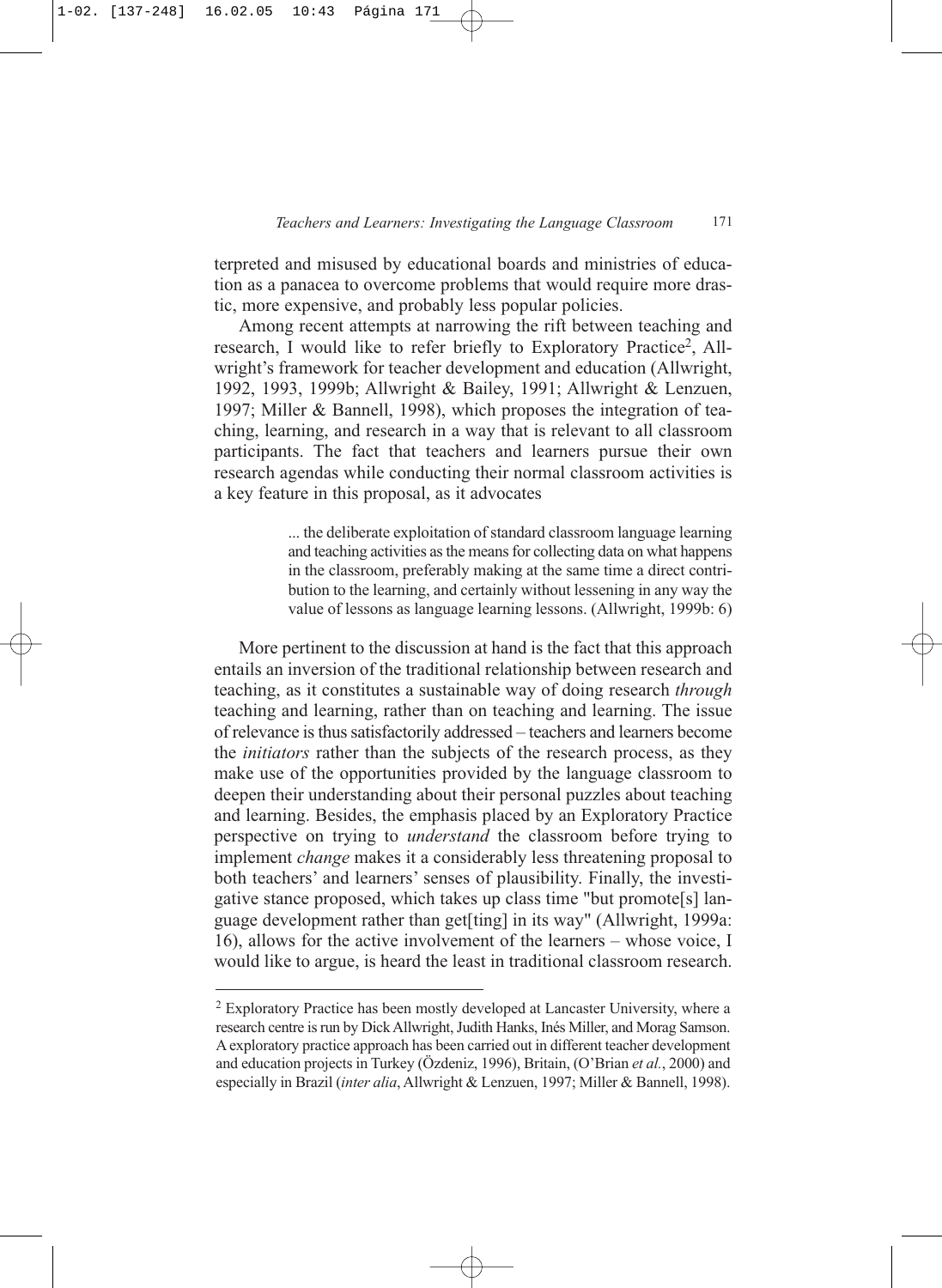terpreted and misused by educational boards and ministries of education as a panacea to overcome problems that would require more drastic, more expensive, and probably less popular policies.

Among recent attempts at narrowing the rift between teaching and research, I would like to refer briefly to Exploratory Practice[2], Allwright's framework for teacher development and education (Allwright, 1992, 1993, 1999b; Allwright & Bailey, 1991; Allwright & Lenzuen, 1997; Miller & Bannell, 1998), which proposes the integration of teaching, learning, and research in a way that is relevant to all classroom participants. The fact that teachers and learners pursue their own research agendas while conducting their normal classroom activities is a key feature in this proposal, as it advocates

> ... the deliberate exploitation of standard classroom language learning and teaching activities as the means for collecting data on what happens in the classroom, preferably making at the same time a direct contribution to the learning, and certainly without lessening in any way the value of lessons as language learning lessons. (Allwright, 1999b: 6)

More pertinent to the discussion at hand is the fact that this approach entails an inversion of the traditional relationship between research and teaching, as it constitutes a sustainable way of doing research *through* teaching and learning, rather than on teaching and learning. The issue of relevance is thus satisfactorily addressed – teachers and learners become the *initiators* rather than the subjects of the research process, as they make use of the opportunities provided by the language classroom to deepen their understanding about their personal puzzles about teaching and learning. Besides, the emphasis placed by an Exploratory Practice perspective on trying to *understand* the classroom before trying to implement *change* makes it a considerably less threatening proposal to both teachers' and learners' senses of plausibility. Finally, the investigative stance proposed, which takes up class time "but promote[s] language development rather than get[ting] in its way" (Allwright, 1999a: 16), allows for the active involvement of the learners – whose voice, I would like to argue, is heard the least in traditional classroom research.

---

[2] Exploratory Practice has been mostly developed at Lancaster University, where a research centre is run by Dick Allwright, Judith Hanks, Inés Miller, and Morag Samson. A exploratory practice approach has been carried out in different teacher development and education projects in Turkey (Özdeniz, 1996), Britain, (O'Brian *et al.*, 2000) and especially in Brazil (*inter alia*, Allwright & Lenzuen, 1997; Miller & Bannell, 1998).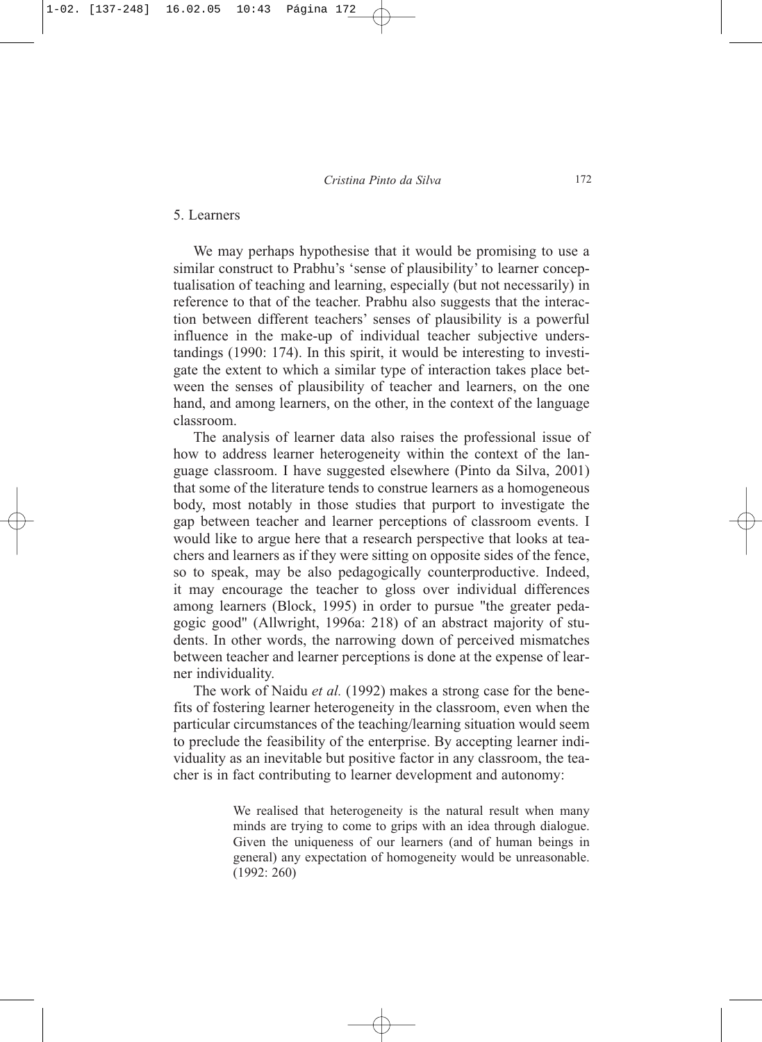## 5. Learners

We may perhaps hypothesise that it would be promising to use a similar construct to Prabhu's 'sense of plausibility' to learner conceptualisation of teaching and learning, especially (but not necessarily) in reference to that of the teacher. Prabhu also suggests that the interaction between different teachers' senses of plausibility is a powerful influence in the make-up of individual teacher subjective understandings (1990: 174). In this spirit, it would be interesting to investigate the extent to which a similar type of interaction takes place between the senses of plausibility of teacher and learners, on the one hand, and among learners, on the other, in the context of the language classroom.

The analysis of learner data also raises the professional issue of how to address learner heterogeneity within the context of the language classroom. I have suggested elsewhere (Pinto da Silva, 2001) that some of the literature tends to construe learners as a homogeneous body, most notably in those studies that purport to investigate the gap between teacher and learner perceptions of classroom events. I would like to argue here that a research perspective that looks at teachers and learners as if they were sitting on opposite sides of the fence, so to speak, may be also pedagogically counterproductive. Indeed, it may encourage the teacher to gloss over individual differences among learners (Block, 1995) in order to pursue "the greater pedagogic good" (Allwright, 1996a: 218) of an abstract majority of students. In other words, the narrowing down of perceived mismatches between teacher and learner perceptions is done at the expense of learner individuality.

The work of Naidu *et al.* (1992) makes a strong case for the benefits of fostering learner heterogeneity in the classroom, even when the particular circumstances of the teaching/learning situation would seem to preclude the feasibility of the enterprise. By accepting learner individuality as an inevitable but positive factor in any classroom, the teacher is in fact contributing to learner development and autonomy:

> We realised that heterogeneity is the natural result when many minds are trying to come to grips with an idea through dialogue. Given the uniqueness of our learners (and of human beings in general) any expectation of homogeneity would be unreasonable. (1992: 260)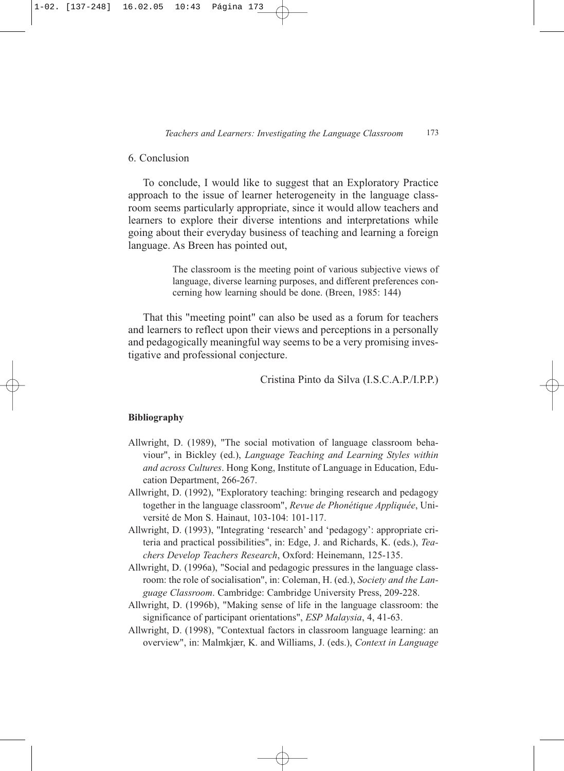## 6. Conclusion

To conclude, I would like to suggest that an Exploratory Practice approach to the issue of learner heterogeneity in the language classroom seems particularly appropriate, since it would allow teachers and learners to explore their diverse intentions and interpretations while going about their everyday business of teaching and learning a foreign language. As Breen has pointed out,

> The classroom is the meeting point of various subjective views of language, diverse learning purposes, and different preferences concerning how learning should be done. (Breen, 1985: 144)

That this "meeting point" can also be used as a forum for teachers and learners to reflect upon their views and perceptions in a personally and pedagogically meaningful way seems to be a very promising investigative and professional conjecture.

Cristina Pinto da Silva (I.S.C.A.P./I.P.P.)

### Bibliography

Allwright, D. (1989), "The social motivation of language classroom behaviour", in Bickley (ed.), *Language Teaching and Learning Styles within and across Cultures*. Hong Kong, Institute of Language in Education, Education Department, 266-267.

Allwright, D. (1992), "Exploratory teaching: bringing research and pedagogy together in the language classroom", *Revue de Phonétique Appliquée*, Université de Mon S. Hainaut, 103-104: 101-117.

Allwright, D. (1993), "Integrating 'research' and 'pedagogy': appropriate criteria and practical possibilities", in: Edge, J. and Richards, K. (eds.), *Teachers Develop Teachers Research*, Oxford: Heinemann, 125-135.

Allwright, D. (1996a), "Social and pedagogic pressures in the language classroom: the role of socialisation", in: Coleman, H. (ed.), *Society and the Language Classroom*. Cambridge: Cambridge University Press, 209-228.

Allwright, D. (1996b), "Making sense of life in the language classroom: the significance of participant orientations", *ESP Malaysia*, 4, 41-63.

Allwright, D. (1998), "Contextual factors in classroom language learning: an overview", in: Malmkjær, K. and Williams, J. (eds.), *Context in Language*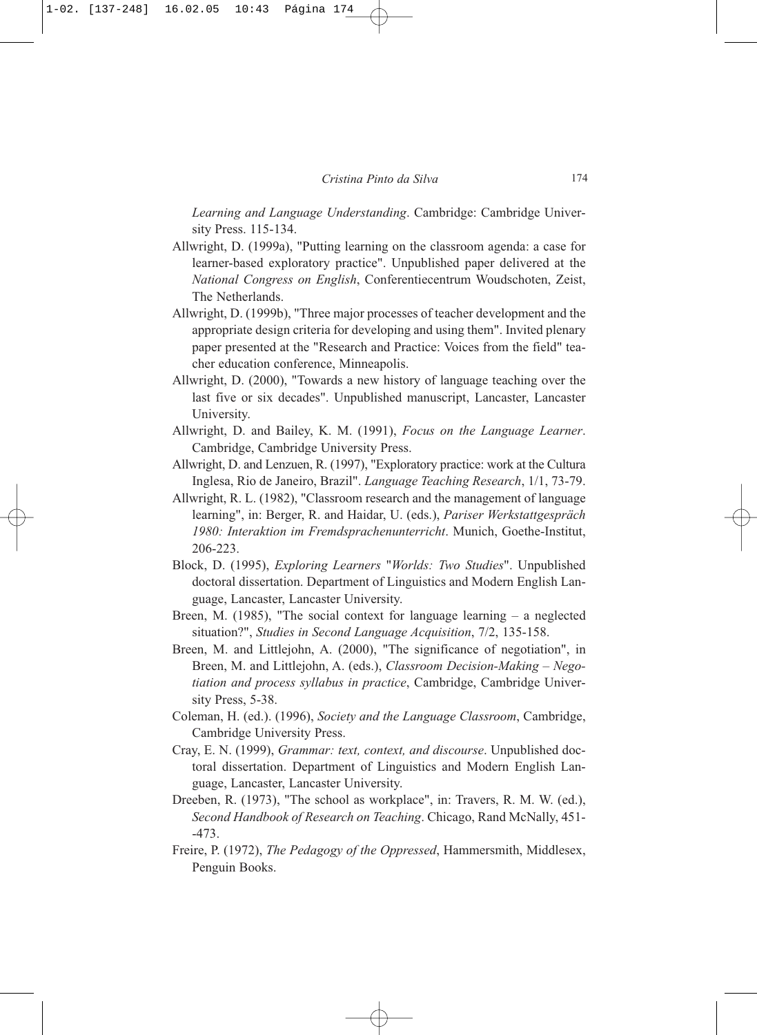*Learning and Language Understanding*. Cambridge: Cambridge University Press. 115-134.

Allwright, D. (1999a), "Putting learning on the classroom agenda: a case for learner-based exploratory practice". Unpublished paper delivered at the *National Congress on English*, Conferentiecentrum Woudschoten, Zeist, The Netherlands.

Allwright, D. (1999b), "Three major processes of teacher development and the appropriate design criteria for developing and using them". Invited plenary paper presented at the "Research and Practice: Voices from the field" teacher education conference, Minneapolis.

Allwright, D. (2000), "Towards a new history of language teaching over the last five or six decades". Unpublished manuscript, Lancaster, Lancaster University.

Allwright, D. and Bailey, K. M. (1991), *Focus on the Language Learner*. Cambridge, Cambridge University Press.

Allwright, D. and Lenzuen, R. (1997), "Exploratory practice: work at the Cultura Inglesa, Rio de Janeiro, Brazil". *Language Teaching Research*, 1/1, 73-79.

Allwright, R. L. (1982), "Classroom research and the management of language learning", in: Berger, R. and Haidar, U. (eds.), *Pariser Werkstattgespräch 1980: Interaktion im Fremdsprachenunterricht*. Munich, Goethe-Institut, 206-223.

Block, D. (1995), *Exploring Learners "Worlds: Two Studies*". Unpublished doctoral dissertation. Department of Linguistics and Modern English Language, Lancaster, Lancaster University.

Breen, M. (1985), "The social context for language learning – a neglected situation?", *Studies in Second Language Acquisition*, 7/2, 135-158.

Breen, M. and Littlejohn, A. (2000), "The significance of negotiation", in Breen, M. and Littlejohn, A. (eds.), *Classroom Decision-Making – Negotiation and process syllabus in practice*, Cambridge, Cambridge University Press, 5-38.

Coleman, H. (ed.). (1996), *Society and the Language Classroom*, Cambridge, Cambridge University Press.

Cray, E. N. (1999), *Grammar: text, context, and discourse*. Unpublished doctoral dissertation. Department of Linguistics and Modern English Language, Lancaster, Lancaster University.

Dreeben, R. (1973), "The school as workplace", in: Travers, R. M. W. (ed.), *Second Handbook of Research on Teaching*. Chicago, Rand McNally, 451--473.

Freire, P. (1972), *The Pedagogy of the Oppressed*, Hammersmith, Middlesex, Penguin Books.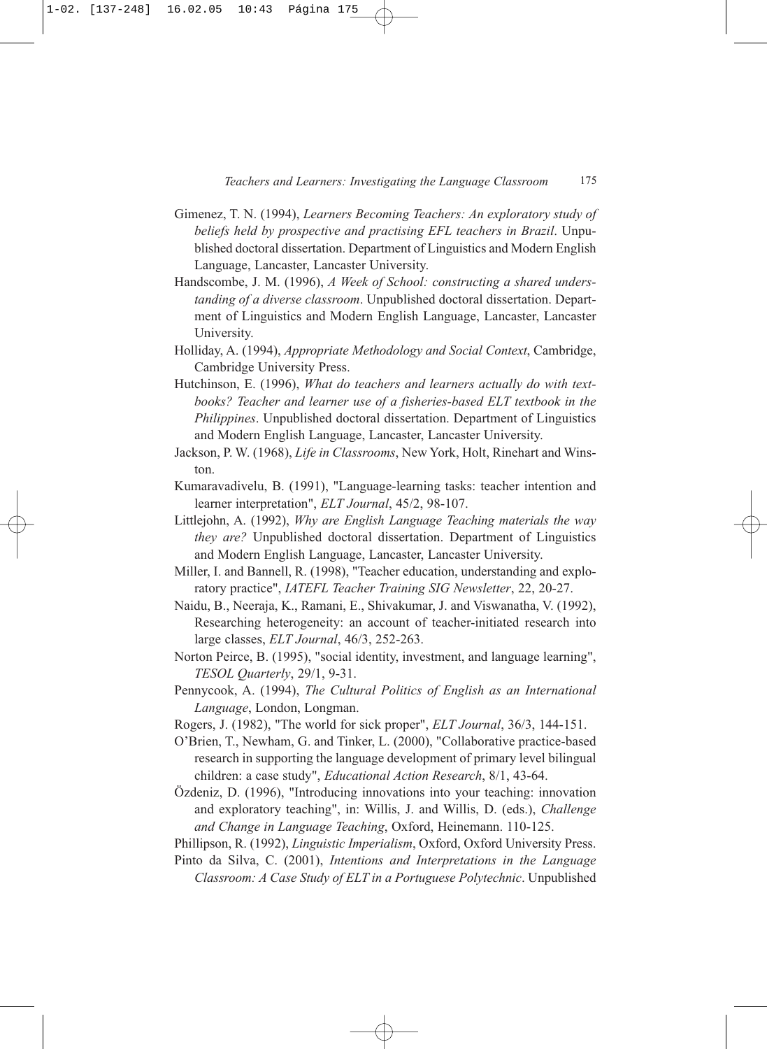Gimenez, T. N. (1994), *Learners Becoming Teachers: An exploratory study of beliefs held by prospective and practising EFL teachers in Brazil*. Unpublished doctoral dissertation. Department of Linguistics and Modern English Language, Lancaster, Lancaster University.

Handscombe, J. M. (1996), *A Week of School: constructing a shared understanding of a diverse classroom*. Unpublished doctoral dissertation. Department of Linguistics and Modern English Language, Lancaster, Lancaster University.

Holliday, A. (1994), *Appropriate Methodology and Social Context*, Cambridge, Cambridge University Press.

Hutchinson, E. (1996), *What do teachers and learners actually do with textbooks? Teacher and learner use of a fisheries-based ELT textbook in the Philippines*. Unpublished doctoral dissertation. Department of Linguistics and Modern English Language, Lancaster, Lancaster University.

Jackson, P. W. (1968), *Life in Classrooms*, New York, Holt, Rinehart and Winston.

Kumaravadivelu, B. (1991), "Language-learning tasks: teacher intention and learner interpretation", *ELT Journal*, 45/2, 98-107.

Littlejohn, A. (1992), *Why are English Language Teaching materials the way they are?* Unpublished doctoral dissertation. Department of Linguistics and Modern English Language, Lancaster, Lancaster University.

Miller, I. and Bannell, R. (1998), "Teacher education, understanding and exploratory practice", *IATEFL Teacher Training SIG Newsletter*, 22, 20-27.

Naidu, B., Neeraja, K., Ramani, E., Shivakumar, J. and Viswanatha, V. (1992), Researching heterogeneity: an account of teacher-initiated research into large classes, *ELT Journal*, 46/3, 252-263.

Norton Peirce, B. (1995), "social identity, investment, and language learning", *TESOL Quarterly*, 29/1, 9-31.

Pennycook, A. (1994), *The Cultural Politics of English as an International Language*, London, Longman.

Rogers, J. (1982), "The world for sick proper", *ELT Journal*, 36/3, 144-151.

O'Brien, T., Newham, G. and Tinker, L. (2000), "Collaborative practice-based research in supporting the language development of primary level bilingual children: a case study", *Educational Action Research*, 8/1, 43-64.

Özdeniz, D. (1996), "Introducing innovations into your teaching: innovation and exploratory teaching", in: Willis, J. and Willis, D. (eds.), *Challenge and Change in Language Teaching*, Oxford, Heinemann. 110-125.

Phillipson, R. (1992), *Linguistic Imperialism*, Oxford, Oxford University Press.

Pinto da Silva, C. (2001), *Intentions and Interpretations in the Language Classroom: A Case Study of ELT in a Portuguese Polytechnic*. Unpublished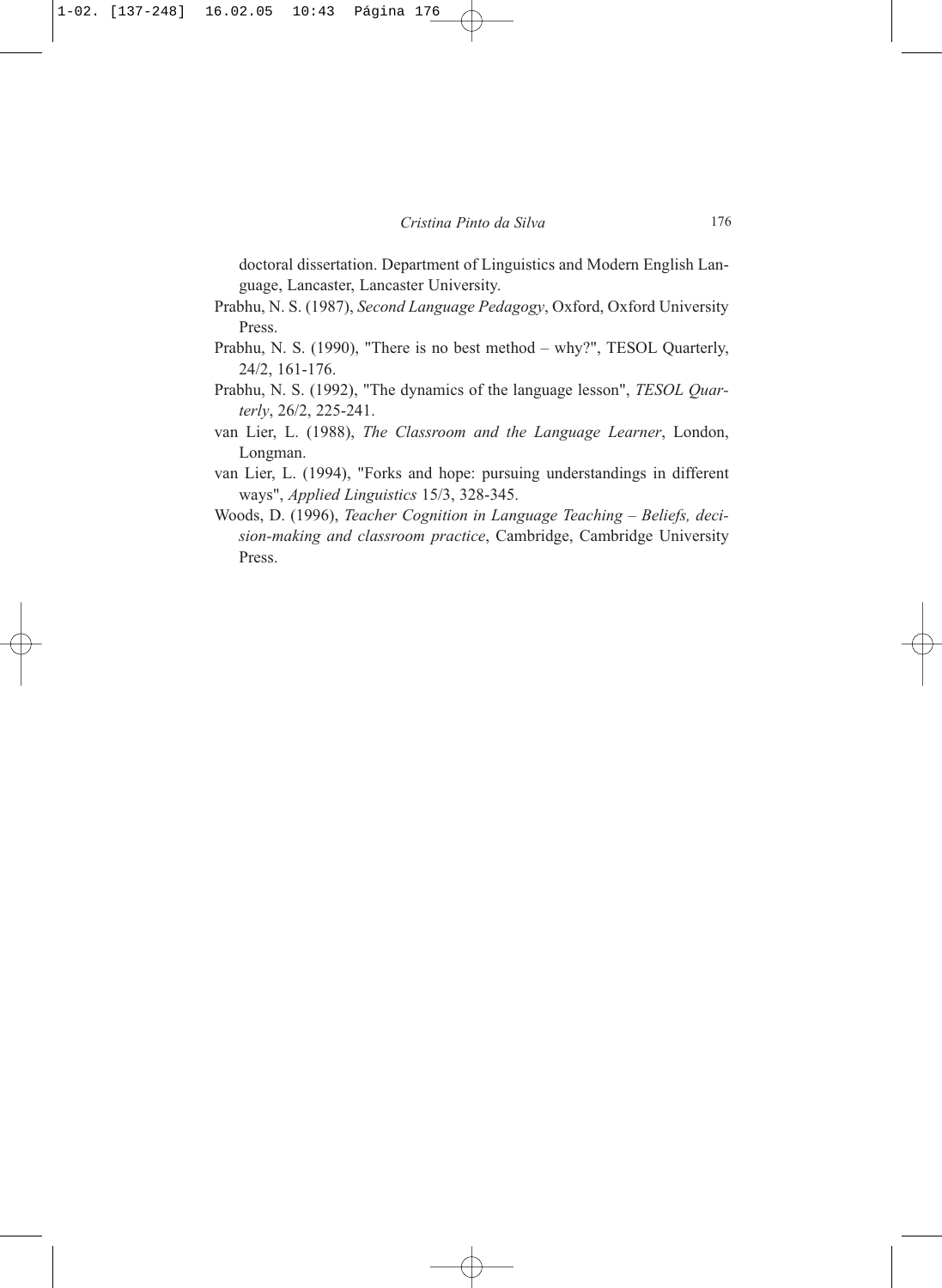doctoral dissertation. Department of Linguistics and Modern English Language, Lancaster, Lancaster University.

Prabhu, N. S. (1987), *Second Language Pedagogy*, Oxford, Oxford University Press.

Prabhu, N. S. (1990), "There is no best method – why?", TESOL Quarterly, 24/2, 161-176.

Prabhu, N. S. (1992), "The dynamics of the language lesson", *TESOL Quarterly*, 26/2, 225-241.

van Lier, L. (1988), *The Classroom and the Language Learner*, London, Longman.

van Lier, L. (1994), "Forks and hope: pursuing understandings in different ways", *Applied Linguistics* 15/3, 328-345.

Woods, D. (1996), *Teacher Cognition in Language Teaching – Beliefs, decision-making and classroom practice*, Cambridge, Cambridge University Press.